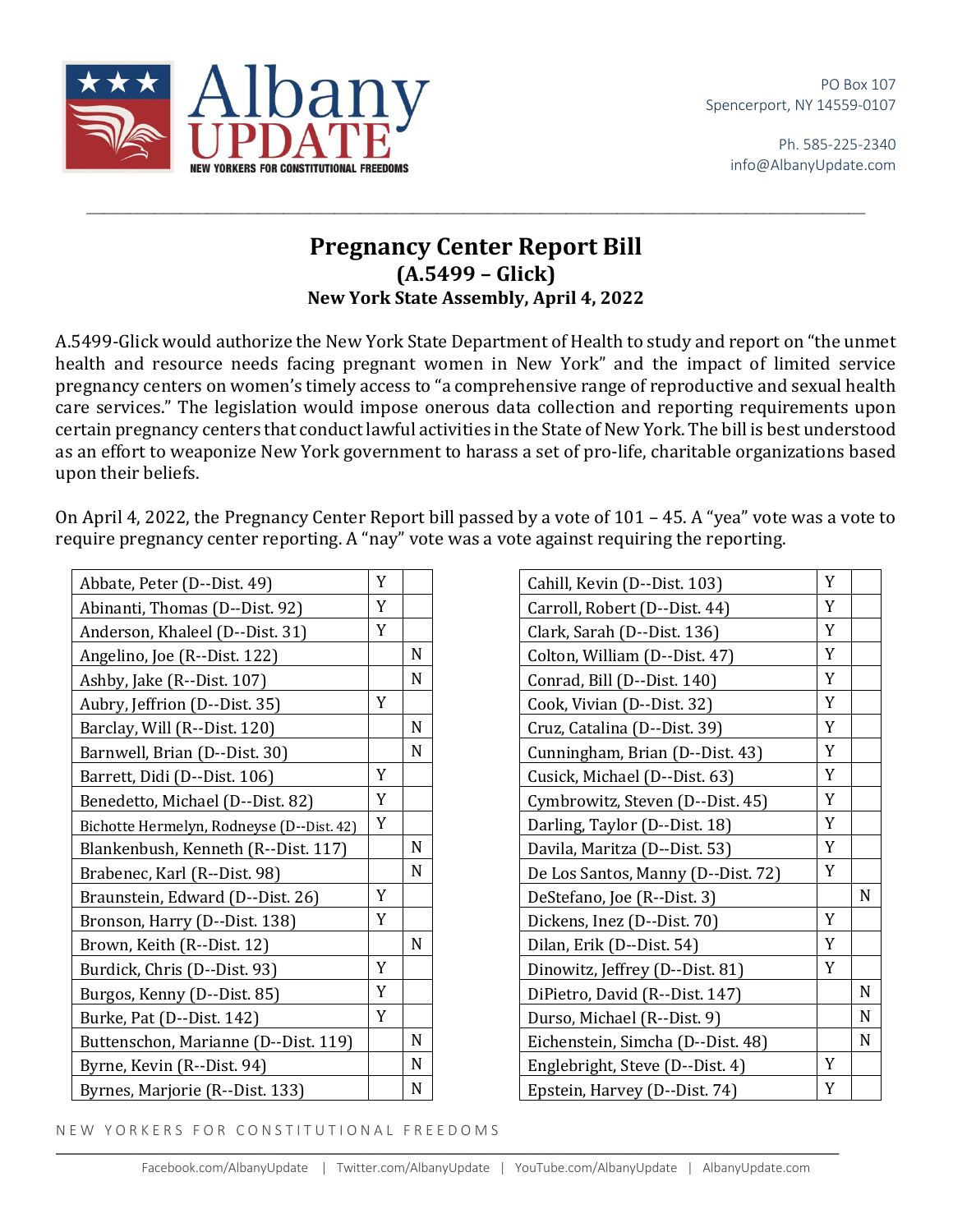Albany UPDATE

NEW YORKERS FOR CONSTITUTIONAL FREEDOMS

PO Box 107
Spencerport, NY 14559-0107

Ph. 585-225-2340
info@AlbanyUpdate.com

# Pregnancy Center Report Bill
## (A.5499 – Glick)
### New York State Assembly, April 4, 2022

A.5499-Glick would authorize the New York State Department of Health to study and report on "the unmet health and resource needs facing pregnant women in New York" and the impact of limited service pregnancy centers on women's timely access to "a comprehensive range of reproductive and sexual health care services." The legislation would impose onerous data collection and reporting requirements upon certain pregnancy centers that conduct lawful activities in the State of New York. The bill is best understood as an effort to weaponize New York government to harass a set of pro-life, charitable organizations based upon their beliefs.

On April 4, 2022, the Pregnancy Center Report bill passed by a vote of 101 – 45. A "yea" vote was a vote to require pregnancy center reporting. A "nay" vote was a vote against requiring the reporting.

| Member | Y | N |
|---|---|---|
| Abbate, Peter (D--Dist. 49) | Y | |
| Abinanti, Thomas (D--Dist. 92) | Y | |
| Anderson, Khaleel (D--Dist. 31) | Y | |
| Angelino, Joe (R--Dist. 122) | | N |
| Ashby, Jake (R--Dist. 107) | | N |
| Aubry, Jeffrion (D--Dist. 35) | Y | |
| Barclay, Will (R--Dist. 120) | | N |
| Barnwell, Brian (D--Dist. 30) | | N |
| Barrett, Didi (D--Dist. 106) | Y | |
| Benedetto, Michael (D--Dist. 82) | Y | |
| Bichotte Hermelyn, Rodneyse (D--Dist. 42) | Y | |
| Blankenbush, Kenneth (R--Dist. 117) | | N |
| Brabenec, Karl (R--Dist. 98) | | N |
| Braunstein, Edward (D--Dist. 26) | Y | |
| Bronson, Harry (D--Dist. 138) | Y | |
| Brown, Keith (R--Dist. 12) | | N |
| Burdick, Chris (D--Dist. 93) | Y | |
| Burgos, Kenny (D--Dist. 85) | Y | |
| Burke, Pat (D--Dist. 142) | Y | |
| Buttenschon, Marianne (D--Dist. 119) | | N |
| Byrne, Kevin (R--Dist. 94) | | N |
| Byrnes, Marjorie (R--Dist. 133) | | N |
| Cahill, Kevin (D--Dist. 103) | Y | |
| Carroll, Robert (D--Dist. 44) | Y | |
| Clark, Sarah (D--Dist. 136) | Y | |
| Colton, William (D--Dist. 47) | Y | |
| Conrad, Bill (D--Dist. 140) | Y | |
| Cook, Vivian (D--Dist. 32) | Y | |
| Cruz, Catalina (D--Dist. 39) | Y | |
| Cunningham, Brian (D--Dist. 43) | Y | |
| Cusick, Michael (D--Dist. 63) | Y | |
| Cymbrowitz, Steven (D--Dist. 45) | Y | |
| Darling, Taylor (D--Dist. 18) | Y | |
| Davila, Maritza (D--Dist. 53) | Y | |
| De Los Santos, Manny (D--Dist. 72) | Y | |
| DeStefano, Joe (R--Dist. 3) | | N |
| Dickens, Inez (D--Dist. 70) | Y | |
| Dilan, Erik (D--Dist. 54) | Y | |
| Dinowitz, Jeffrey (D--Dist. 81) | Y | |
| DiPietro, David (R--Dist. 147) | | N |
| Durso, Michael (R--Dist. 9) | | N |
| Eichenstein, Simcha (D--Dist. 48) | | N |
| Englebright, Steve (D--Dist. 4) | Y | |
| Epstein, Harvey (D--Dist. 74) | Y | |

NEW YORKERS FOR CONSTITUTIONAL FREEDOMS

Facebook.com/AlbanyUpdate | Twitter.com/AlbanyUpdate | YouTube.com/AlbanyUpdate | AlbanyUpdate.com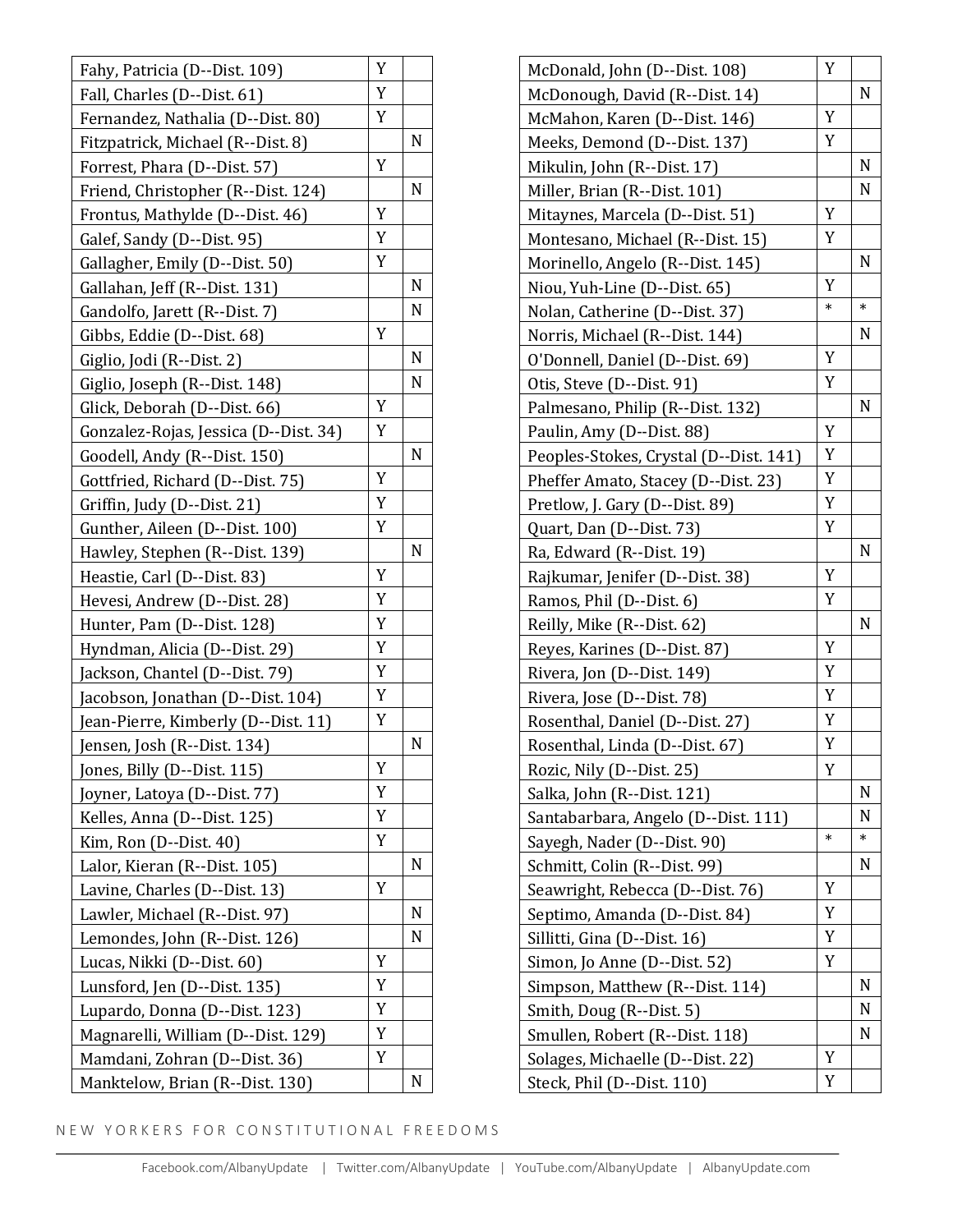| | | |
|---|---|---|
| Fahy, Patricia (D--Dist. 109) | Y | |
| Fall, Charles (D--Dist. 61) | Y | |
| Fernandez, Nathalia (D--Dist. 80) | Y | |
| Fitzpatrick, Michael (R--Dist. 8) | | N |
| Forrest, Phara (D--Dist. 57) | Y | |
| Friend, Christopher (R--Dist. 124) | | N |
| Frontus, Mathylde (D--Dist. 46) | Y | |
| Galef, Sandy (D--Dist. 95) | Y | |
| Gallagher, Emily (D--Dist. 50) | Y | |
| Gallahan, Jeff (R--Dist. 131) | | N |
| Gandolfo, Jarett (R--Dist. 7) | | N |
| Gibbs, Eddie (D--Dist. 68) | Y | |
| Giglio, Jodi (R--Dist. 2) | | N |
| Giglio, Joseph (R--Dist. 148) | | N |
| Glick, Deborah (D--Dist. 66) | Y | |
| Gonzalez-Rojas, Jessica (D--Dist. 34) | Y | |
| Goodell, Andy (R--Dist. 150) | | N |
| Gottfried, Richard (D--Dist. 75) | Y | |
| Griffin, Judy (D--Dist. 21) | Y | |
| Gunther, Aileen (D--Dist. 100) | Y | |
| Hawley, Stephen (R--Dist. 139) | | N |
| Heastie, Carl (D--Dist. 83) | Y | |
| Hevesi, Andrew (D--Dist. 28) | Y | |
| Hunter, Pam (D--Dist. 128) | Y | |
| Hyndman, Alicia (D--Dist. 29) | Y | |
| Jackson, Chantel (D--Dist. 79) | Y | |
| Jacobson, Jonathan (D--Dist. 104) | Y | |
| Jean-Pierre, Kimberly (D--Dist. 11) | Y | |
| Jensen, Josh (R--Dist. 134) | | N |
| Jones, Billy (D--Dist. 115) | Y | |
| Joyner, Latoya (D--Dist. 77) | Y | |
| Kelles, Anna (D--Dist. 125) | Y | |
| Kim, Ron (D--Dist. 40) | Y | |
| Lalor, Kieran (R--Dist. 105) | | N |
| Lavine, Charles (D--Dist. 13) | Y | |
| Lawler, Michael (R--Dist. 97) | | N |
| Lemondes, John (R--Dist. 126) | | N |
| Lucas, Nikki (D--Dist. 60) | Y | |
| Lunsford, Jen (D--Dist. 135) | Y | |
| Lupardo, Donna (D--Dist. 123) | Y | |
| Magnarelli, William (D--Dist. 129) | Y | |
| Mamdani, Zohran (D--Dist. 36) | Y | |
| Manktelow, Brian (R--Dist. 130) | | N |
| McDonald, John (D--Dist. 108) | Y | |
| McDonough, David (R--Dist. 14) | | N |
| McMahon, Karen (D--Dist. 146) | Y | |
| Meeks, Demond (D--Dist. 137) | Y | |
| Mikulin, John (R--Dist. 17) | | N |
| Miller, Brian (R--Dist. 101) | | N |
| Mitaynes, Marcela (D--Dist. 51) | Y | |
| Montesano, Michael (R--Dist. 15) | Y | |
| Morinello, Angelo (R--Dist. 145) | | N |
| Niou, Yuh-Line (D--Dist. 65) | Y | |
| Nolan, Catherine (D--Dist. 37) | * | * |
| Norris, Michael (R--Dist. 144) | | N |
| O'Donnell, Daniel (D--Dist. 69) | Y | |
| Otis, Steve (D--Dist. 91) | Y | |
| Palmesano, Philip (R--Dist. 132) | | N |
| Paulin, Amy (D--Dist. 88) | Y | |
| Peoples-Stokes, Crystal (D--Dist. 141) | Y | |
| Pheffer Amato, Stacey (D--Dist. 23) | Y | |
| Pretlow, J. Gary (D--Dist. 89) | Y | |
| Quart, Dan (D--Dist. 73) | Y | |
| Ra, Edward (R--Dist. 19) | | N |
| Rajkumar, Jenifer (D--Dist. 38) | Y | |
| Ramos, Phil (D--Dist. 6) | Y | |
| Reilly, Mike (R--Dist. 62) | | N |
| Reyes, Karines (D--Dist. 87) | Y | |
| Rivera, Jon (D--Dist. 149) | Y | |
| Rivera, Jose (D--Dist. 78) | Y | |
| Rosenthal, Daniel (D--Dist. 27) | Y | |
| Rosenthal, Linda (D--Dist. 67) | Y | |
| Rozic, Nily (D--Dist. 25) | Y | |
| Salka, John (R--Dist. 121) | | N |
| Santabarbara, Angelo (D--Dist. 111) | | N |
| Sayegh, Nader (D--Dist. 90) | * | * |
| Schmitt, Colin (R--Dist. 99) | | N |
| Seawright, Rebecca (D--Dist. 76) | Y | |
| Septimo, Amanda (D--Dist. 84) | Y | |
| Sillitti, Gina (D--Dist. 16) | Y | |
| Simon, Jo Anne (D--Dist. 52) | Y | |
| Simpson, Matthew (R--Dist. 114) | | N |
| Smith, Doug (R--Dist. 5) | | N |
| Smullen, Robert (R--Dist. 118) | | N |
| Solages, Michaelle (D--Dist. 22) | Y | |
| Steck, Phil (D--Dist. 110) | Y | |

NEW YORKERS FOR CONSTITUTIONAL FREEDOMS

Facebook.com/AlbanyUpdate | Twitter.com/AlbanyUpdate | YouTube.com/AlbanyUpdate | AlbanyUpdate.com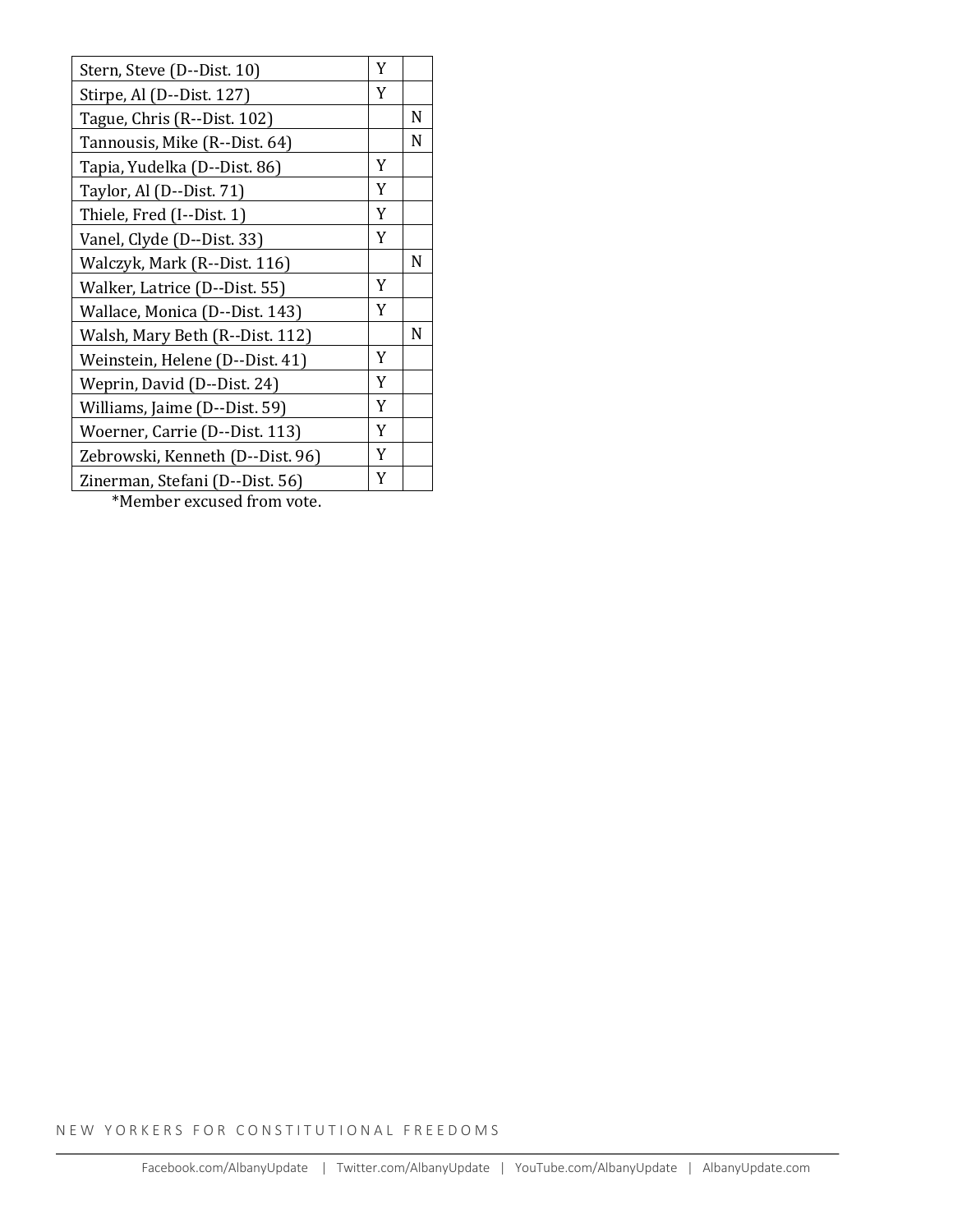| | | |
|---|---|---|
| Stern, Steve (D--Dist. 10) | Y | |
| Stirpe, Al (D--Dist. 127) | Y | |
| Tague, Chris (R--Dist. 102) | | N |
| Tannousis, Mike (R--Dist. 64) | | N |
| Tapia, Yudelka (D--Dist. 86) | Y | |
| Taylor, Al (D--Dist. 71) | Y | |
| Thiele, Fred (I--Dist. 1) | Y | |
| Vanel, Clyde (D--Dist. 33) | Y | |
| Walczyk, Mark (R--Dist. 116) | | N |
| Walker, Latrice (D--Dist. 55) | Y | |
| Wallace, Monica (D--Dist. 143) | Y | |
| Walsh, Mary Beth (R--Dist. 112) | | N |
| Weinstein, Helene (D--Dist. 41) | Y | |
| Weprin, David (D--Dist. 24) | Y | |
| Williams, Jaime (D--Dist. 59) | Y | |
| Woerner, Carrie (D--Dist. 113) | Y | |
| Zebrowski, Kenneth (D--Dist. 96) | Y | |
| Zinerman, Stefani (D--Dist. 56) | Y | |

*Member excused from vote.

NEW YORKERS FOR CONSTITUTIONAL FREEDOMS

Facebook.com/AlbanyUpdate | Twitter.com/AlbanyUpdate | YouTube.com/AlbanyUpdate | AlbanyUpdate.com